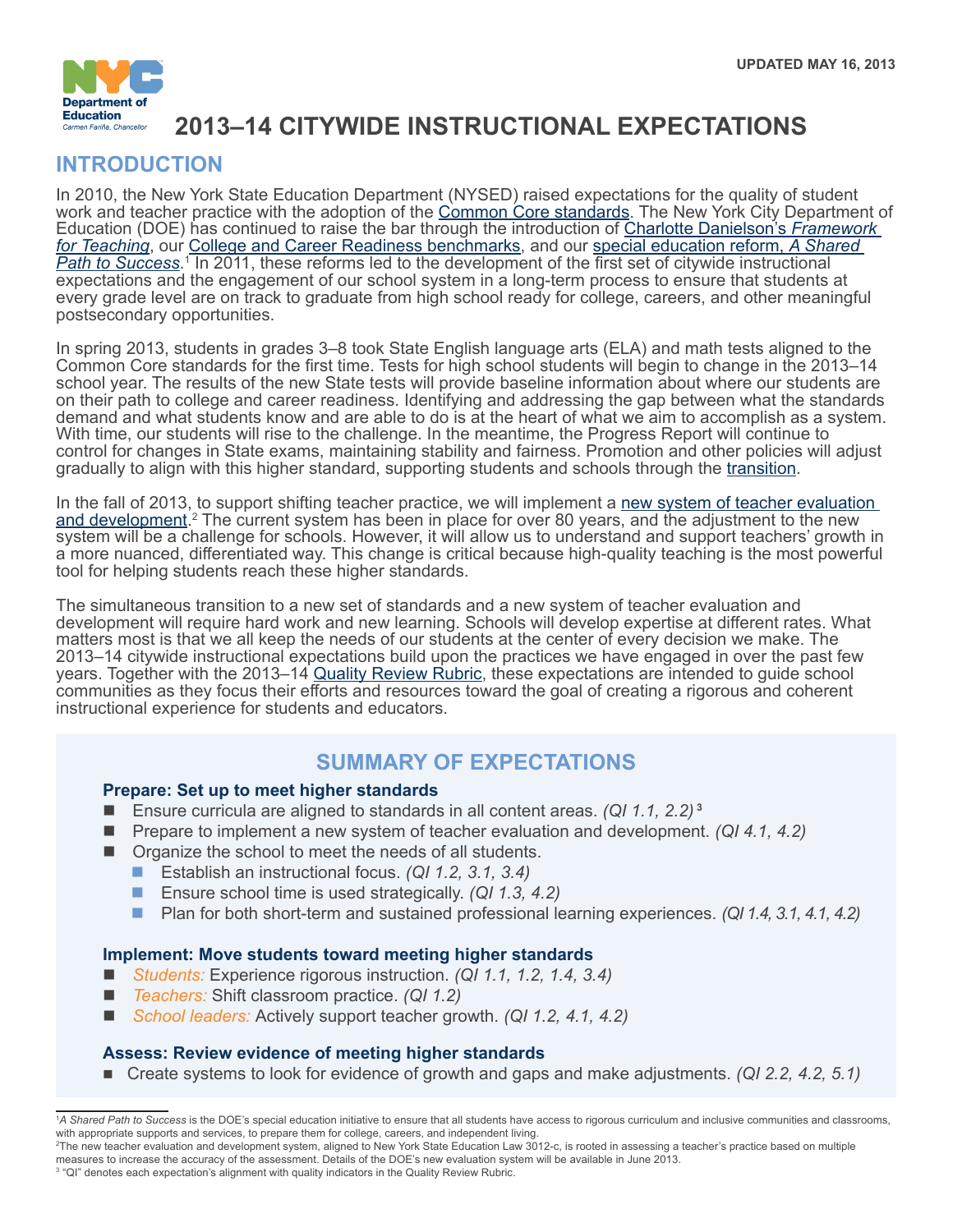UPDATED MAY 16, 2013

Department of Education
Carmen Fariña, Chancellor

# 2013–14 CITYWIDE INSTRUCTIONAL EXPECTATIONS

## INTRODUCTION

In 2010, the New York State Education Department (NYSED) raised expectations for the quality of student work and teacher practice with the adoption of the Common Core standards. The New York City Department of Education (DOE) has continued to raise the bar through the introduction of Charlotte Danielson's *Framework for Teaching*, our College and Career Readiness benchmarks, and our special education reform, *A Shared Path to Success*.[1] In 2011, these reforms led to the development of the first set of citywide instructional expectations and the engagement of our school system in a long-term process to ensure that students at every grade level are on track to graduate from high school ready for college, careers, and other meaningful postsecondary opportunities.

In spring 2013, students in grades 3–8 took State English language arts (ELA) and math tests aligned to the Common Core standards for the first time. Tests for high school students will begin to change in the 2013–14 school year. The results of the new State tests will provide baseline information about where our students are on their path to college and career readiness. Identifying and addressing the gap between what the standards demand and what students know and are able to do is at the heart of what we aim to accomplish as a system. With time, our students will rise to the challenge. In the meantime, the Progress Report will continue to control for changes in State exams, maintaining stability and fairness. Promotion and other policies will adjust gradually to align with this higher standard, supporting students and schools through the transition.

In the fall of 2013, to support shifting teacher practice, we will implement a new system of teacher evaluation and development.[2] The current system has been in place for over 80 years, and the adjustment to the new system will be a challenge for schools. However, it will allow us to understand and support teachers' growth in a more nuanced, differentiated way. This change is critical because high-quality teaching is the most powerful tool for helping students reach these higher standards.

The simultaneous transition to a new set of standards and a new system of teacher evaluation and development will require hard work and new learning. Schools will develop expertise at different rates. What matters most is that we all keep the needs of our students at the center of every decision we make. The 2013–14 citywide instructional expectations build upon the practices we have engaged in over the past few years. Together with the 2013–14 Quality Review Rubric, these expectations are intended to guide school communities as they focus their efforts and resources toward the goal of creating a rigorous and coherent instructional experience for students and educators.

## SUMMARY OF EXPECTATIONS

**Prepare: Set up to meet higher standards**

- Ensure curricula are aligned to standards in all content areas. *(QI 1.1, 2.2)*[3]
- Prepare to implement a new system of teacher evaluation and development. *(QI 4.1, 4.2)*
- Organize the school to meet the needs of all students.
  - Establish an instructional focus. *(QI 1.2, 3.1, 3.4)*
  - Ensure school time is used strategically. *(QI 1.3, 4.2)*
  - Plan for both short-term and sustained professional learning experiences. *(QI 1.4, 3.1, 4.1, 4.2)*

**Implement: Move students toward meeting higher standards**

- *Students:* Experience rigorous instruction. *(QI 1.1, 1.2, 1.4, 3.4)*
- *Teachers:* Shift classroom practice. *(QI 1.2)*
- *School leaders:* Actively support teacher growth. *(QI 1.2, 4.1, 4.2)*

**Assess: Review evidence of meeting higher standards**

- Create systems to look for evidence of growth and gaps and make adjustments. *(QI 2.2, 4.2, 5.1)*

---

[1] *A Shared Path to Success* is the DOE's special education initiative to ensure that all students have access to rigorous curriculum and inclusive communities and classrooms, with appropriate supports and services, to prepare them for college, careers, and independent living.

[2] The new teacher evaluation and development system, aligned to New York State Education Law 3012-c, is rooted in assessing a teacher's practice based on multiple measures to increase the accuracy of the assessment. Details of the DOE's new evaluation system will be available in June 2013.

[3] "QI" denotes each expectation's alignment with quality indicators in the Quality Review Rubric.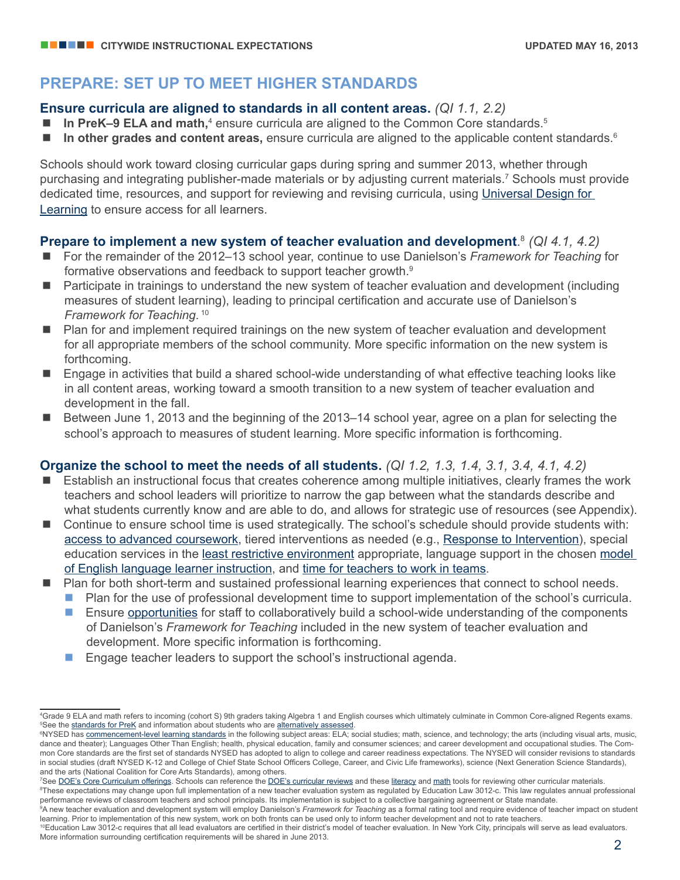## PREPARE: SET UP TO MEET HIGHER STANDARDS

### Ensure curricula are aligned to standards in all content areas. *(QI 1.1, 2.2)*

- **In PreK–9 ELA and math,**[4] ensure curricula are aligned to the Common Core standards.[5]
- **In other grades and content areas,** ensure curricula are aligned to the applicable content standards.[6]

Schools should work toward closing curricular gaps during spring and summer 2013, whether through purchasing and integrating publisher-made materials or by adjusting current materials.[7] Schools must provide dedicated time, resources, and support for reviewing and revising curricula, using Universal Design for Learning to ensure access for all learners.

### Prepare to implement a new system of teacher evaluation and development.[8] *(QI 4.1, 4.2)*

- For the remainder of the 2012–13 school year, continue to use Danielson's *Framework for Teaching* for formative observations and feedback to support teacher growth.[9]
- Participate in trainings to understand the new system of teacher evaluation and development (including measures of student learning), leading to principal certification and accurate use of Danielson's *Framework for Teaching*.[10]
- Plan for and implement required trainings on the new system of teacher evaluation and development for all appropriate members of the school community. More specific information on the new system is forthcoming.
- Engage in activities that build a shared school-wide understanding of what effective teaching looks like in all content areas, working toward a smooth transition to a new system of teacher evaluation and development in the fall.
- Between June 1, 2013 and the beginning of the 2013–14 school year, agree on a plan for selecting the school's approach to measures of student learning. More specific information is forthcoming.

### Organize the school to meet the needs of all students. *(QI 1.2, 1.3, 1.4, 3.1, 3.4, 4.1, 4.2)*

- Establish an instructional focus that creates coherence among multiple initiatives, clearly frames the work teachers and school leaders will prioritize to narrow the gap between what the standards describe and what students currently know and are able to do, and allows for strategic use of resources (see Appendix).
- Continue to ensure school time is used strategically. The school's schedule should provide students with: access to advanced coursework, tiered interventions as needed (e.g., Response to Intervention), special education services in the least restrictive environment appropriate, language support in the chosen model of English language learner instruction, and time for teachers to work in teams.
- Plan for both short-term and sustained professional learning experiences that connect to school needs.
  - Plan for the use of professional development time to support implementation of the school's curricula.
  - Ensure opportunities for staff to collaboratively build a school-wide understanding of the components of Danielson's *Framework for Teaching* included in the new system of teacher evaluation and development. More specific information is forthcoming.
  - Engage teacher leaders to support the school's instructional agenda.

---

[4] Grade 9 ELA and math refers to incoming (cohort S) 9th graders taking Algebra 1 and English courses which ultimately culminate in Common Core-aligned Regents exams.

[5] See the standards for PreK and information about students who are alternatively assessed.

[6] NYSED has commencement-level learning standards in the following subject areas: ELA; social studies; math, science, and technology; the arts (including visual arts, music, dance and theater); Languages Other Than English; health, physical education, family and consumer sciences; and career development and occupational studies. The Common Core standards are the first set of standards NYSED has adopted to align to college and career readiness expectations. The NYSED will consider revisions to standards in social studies (draft NYSED K-12 and College of Chief State School Officers College, Career, and Civic Life frameworks), science (Next Generation Science Standards), and the arts (National Coalition for Core Arts Standards), among others.

[7] See DOE's Core Curriculum offerings. Schools can reference the DOE's curricular reviews and these literacy and math tools for reviewing other curricular materials.

[8] These expectations may change upon full implementation of a new teacher evaluation system as regulated by Education Law 3012-c. This law regulates annual professional performance reviews of classroom teachers and school principals. Its implementation is subject to a collective bargaining agreement or State mandate.

[9] A new teacher evaluation and development system will employ Danielson's *Framework for Teaching* as a formal rating tool and require evidence of teacher impact on student learning. Prior to implementation of this new system, work on both fronts can be used only to inform teacher development and not to rate teachers.

[10] Education Law 3012-c requires that all lead evaluators are certified in their district's model of teacher evaluation. In New York City, principals will serve as lead evaluators. More information surrounding certification requirements will be shared in June 2013.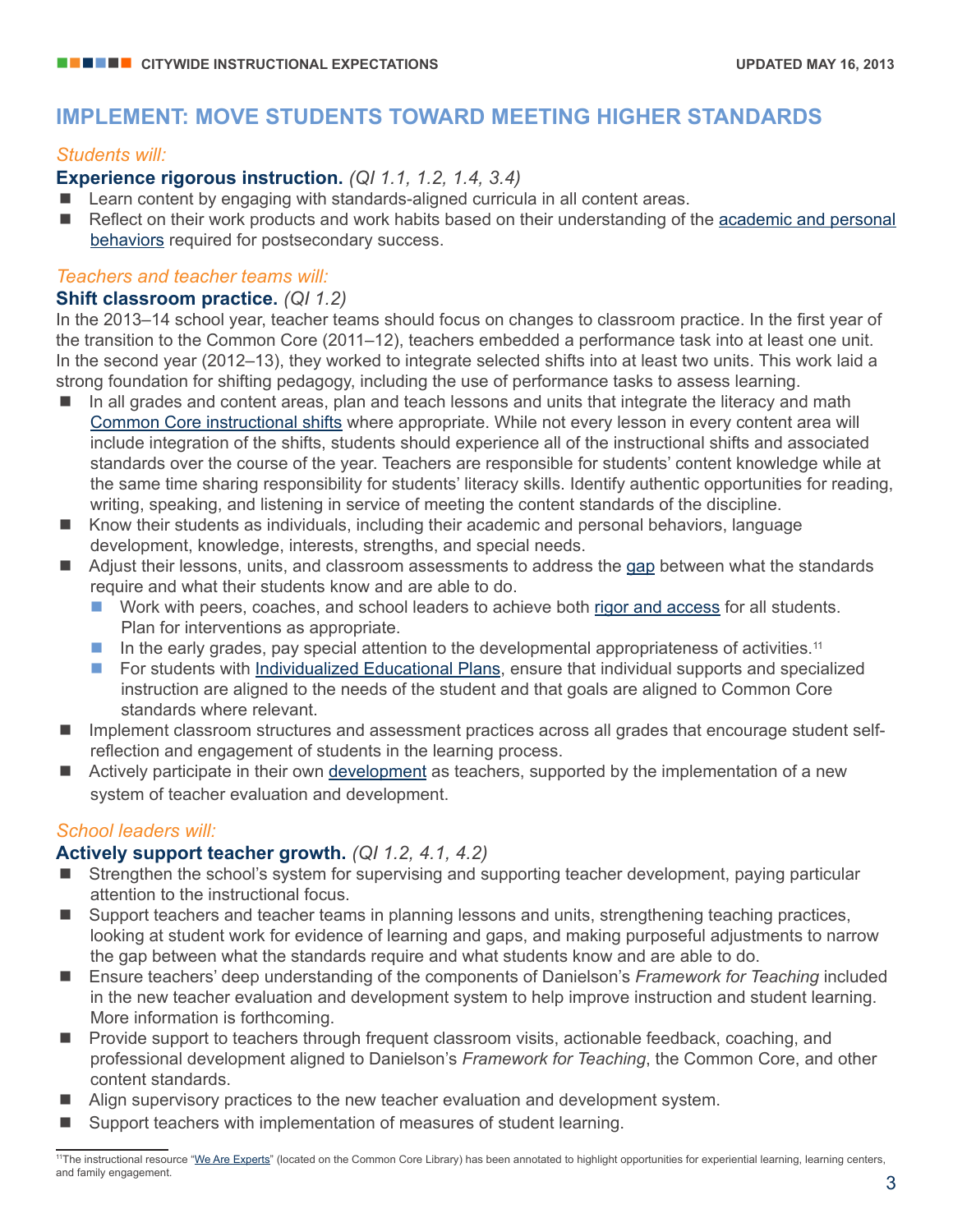# IMPLEMENT: MOVE STUDENTS TOWARD MEETING HIGHER STANDARDS

*Students will:*

### Experience rigorous instruction. *(QI 1.1, 1.2, 1.4, 3.4)*

- Learn content by engaging with standards-aligned curricula in all content areas.
- Reflect on their work products and work habits based on their understanding of the academic and personal behaviors required for postsecondary success.

*Teachers and teacher teams will:*

### Shift classroom practice. *(QI 1.2)*

In the 2013–14 school year, teacher teams should focus on changes to classroom practice. In the first year of the transition to the Common Core (2011–12), teachers embedded a performance task into at least one unit. In the second year (2012–13), they worked to integrate selected shifts into at least two units. This work laid a strong foundation for shifting pedagogy, including the use of performance tasks to assess learning.

- In all grades and content areas, plan and teach lessons and units that integrate the literacy and math Common Core instructional shifts where appropriate. While not every lesson in every content area will include integration of the shifts, students should experience all of the instructional shifts and associated standards over the course of the year. Teachers are responsible for students' content knowledge while at the same time sharing responsibility for students' literacy skills. Identify authentic opportunities for reading, writing, speaking, and listening in service of meeting the content standards of the discipline.
- Know their students as individuals, including their academic and personal behaviors, language development, knowledge, interests, strengths, and special needs.
- Adjust their lessons, units, and classroom assessments to address the gap between what the standards require and what their students know and are able to do.
  - Work with peers, coaches, and school leaders to achieve both rigor and access for all students. Plan for interventions as appropriate.
  - In the early grades, pay special attention to the developmental appropriateness of activities.[11]
  - For students with Individualized Educational Plans, ensure that individual supports and specialized instruction are aligned to the needs of the student and that goals are aligned to Common Core standards where relevant.
- Implement classroom structures and assessment practices across all grades that encourage student self-reflection and engagement of students in the learning process.
- Actively participate in their own development as teachers, supported by the implementation of a new system of teacher evaluation and development.

*School leaders will:*

### Actively support teacher growth. *(QI 1.2, 4.1, 4.2)*

- Strengthen the school's system for supervising and supporting teacher development, paying particular attention to the instructional focus.
- Support teachers and teacher teams in planning lessons and units, strengthening teaching practices, looking at student work for evidence of learning and gaps, and making purposeful adjustments to narrow the gap between what the standards require and what students know and are able to do.
- Ensure teachers' deep understanding of the components of Danielson's *Framework for Teaching* included in the new teacher evaluation and development system to help improve instruction and student learning. More information is forthcoming.
- Provide support to teachers through frequent classroom visits, actionable feedback, coaching, and professional development aligned to Danielson's *Framework for Teaching*, the Common Core, and other content standards.
- Align supervisory practices to the new teacher evaluation and development system.
- Support teachers with implementation of measures of student learning.

---

[11] The instructional resource "We Are Experts" (located on the Common Core Library) has been annotated to highlight opportunities for experiential learning, learning centers, and family engagement.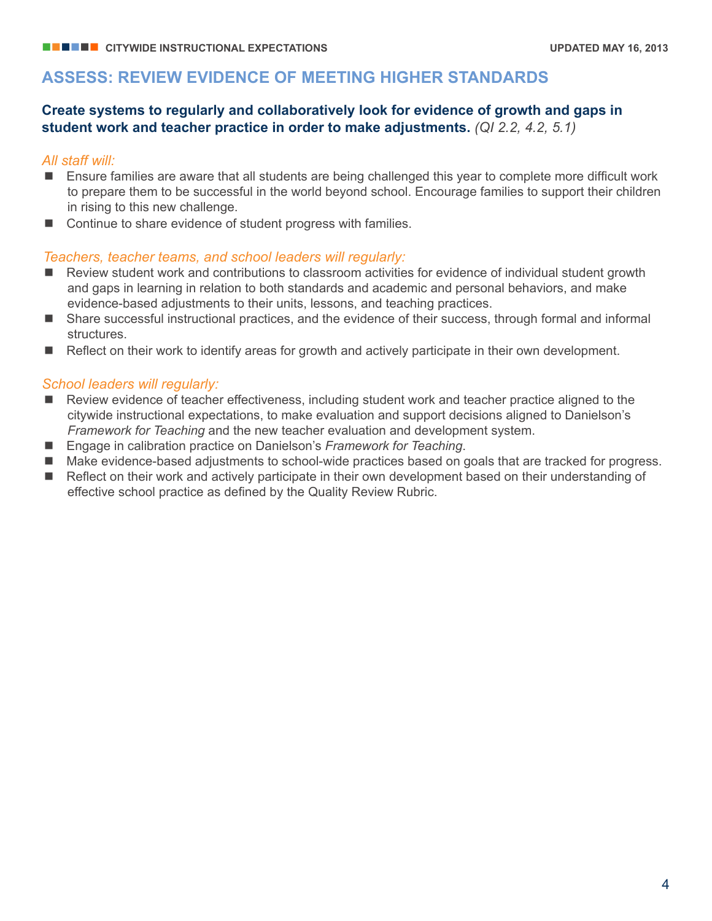## ASSESS: REVIEW EVIDENCE OF MEETING HIGHER STANDARDS

**Create systems to regularly and collaboratively look for evidence of growth and gaps in student work and teacher practice in order to make adjustments.** *(QI 2.2, 4.2, 5.1)*

*All staff will:*

- Ensure families are aware that all students are being challenged this year to complete more difficult work to prepare them to be successful in the world beyond school. Encourage families to support their children in rising to this new challenge.
- Continue to share evidence of student progress with families.

*Teachers, teacher teams, and school leaders will regularly:*

- Review student work and contributions to classroom activities for evidence of individual student growth and gaps in learning in relation to both standards and academic and personal behaviors, and make evidence-based adjustments to their units, lessons, and teaching practices.
- Share successful instructional practices, and the evidence of their success, through formal and informal structures.
- Reflect on their work to identify areas for growth and actively participate in their own development.

*School leaders will regularly:*

- Review evidence of teacher effectiveness, including student work and teacher practice aligned to the citywide instructional expectations, to make evaluation and support decisions aligned to Danielson's *Framework for Teaching* and the new teacher evaluation and development system.
- Engage in calibration practice on Danielson's *Framework for Teaching*.
- Make evidence-based adjustments to school-wide practices based on goals that are tracked for progress.
- Reflect on their work and actively participate in their own development based on their understanding of effective school practice as defined by the Quality Review Rubric.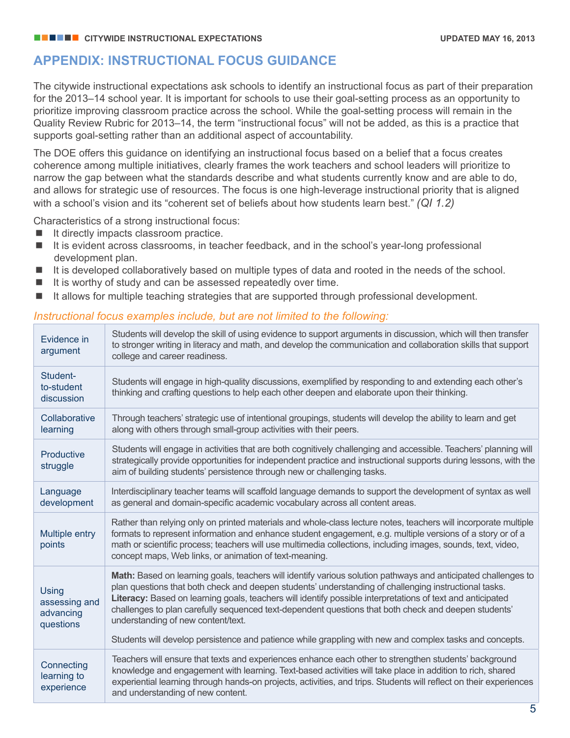## APPENDIX: INSTRUCTIONAL FOCUS GUIDANCE

The citywide instructional expectations ask schools to identify an instructional focus as part of their preparation for the 2013–14 school year. It is important for schools to use their goal-setting process as an opportunity to prioritize improving classroom practice across the school. While the goal-setting process will remain in the Quality Review Rubric for 2013–14, the term "instructional focus" will not be added, as this is a practice that supports goal-setting rather than an additional aspect of accountability.

The DOE offers this guidance on identifying an instructional focus based on a belief that a focus creates coherence among multiple initiatives, clearly frames the work teachers and school leaders will prioritize to narrow the gap between what the standards describe and what students currently know and are able to do, and allows for strategic use of resources. The focus is one high-leverage instructional priority that is aligned with a school's vision and its "coherent set of beliefs about how students learn best." *(QI 1.2)*

Characteristics of a strong instructional focus:

- It directly impacts classroom practice.
- It is evident across classrooms, in teacher feedback, and in the school's year-long professional development plan.
- It is developed collaboratively based on multiple types of data and rooted in the needs of the school.
- It is worthy of study and can be assessed repeatedly over time.
- It allows for multiple teaching strategies that are supported through professional development.

*Instructional focus examples include, but are not limited to the following:*

| | |
|---|---|
| Evidence in argument | Students will develop the skill of using evidence to support arguments in discussion, which will then transfer to stronger writing in literacy and math, and develop the communication and collaboration skills that support college and career readiness. |
| Student-to-student discussion | Students will engage in high-quality discussions, exemplified by responding to and extending each other's thinking and crafting questions to help each other deepen and elaborate upon their thinking. |
| Collaborative learning | Through teachers' strategic use of intentional groupings, students will develop the ability to learn and get along with others through small-group activities with their peers. |
| Productive struggle | Students will engage in activities that are both cognitively challenging and accessible. Teachers' planning will strategically provide opportunities for independent practice and instructional supports during lessons, with the aim of building students' persistence through new or challenging tasks. |
| Language development | Interdisciplinary teacher teams will scaffold language demands to support the development of syntax as well as general and domain-specific academic vocabulary across all content areas. |
| Multiple entry points | Rather than relying only on printed materials and whole-class lecture notes, teachers will incorporate multiple formats to represent information and enhance student engagement, e.g. multiple versions of a story or of a math or scientific process; teachers will use multimedia collections, including images, sounds, text, video, concept maps, Web links, or animation of text-meaning. |
| Using assessing and advancing questions | **Math:** Based on learning goals, teachers will identify various solution pathways and anticipated challenges to plan questions that both check and deepen students' understanding of challenging instructional tasks. **Literacy:** Based on learning goals, teachers will identify possible interpretations of text and anticipated challenges to plan carefully sequenced text-dependent questions that both check and deepen students' understanding of new content/text. Students will develop persistence and patience while grappling with new and complex tasks and concepts. |
| Connecting learning to experience | Teachers will ensure that texts and experiences enhance each other to strengthen students' background knowledge and engagement with learning. Text-based activities will take place in addition to rich, shared experiential learning through hands-on projects, activities, and trips. Students will reflect on their experiences and understanding of new content. |